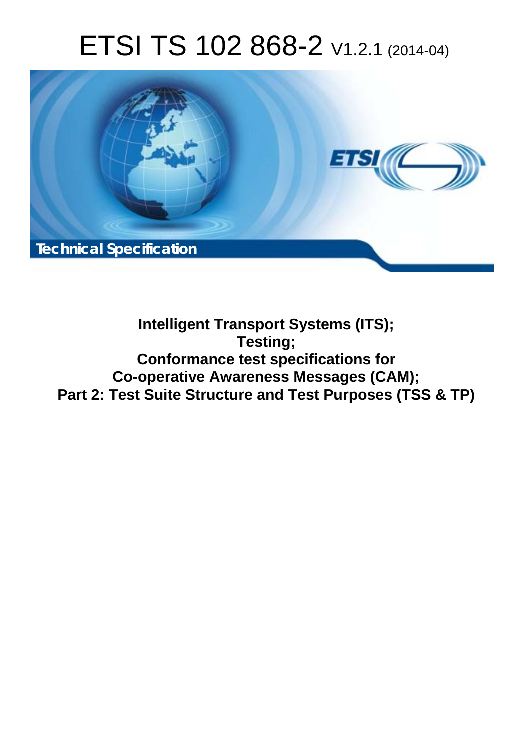# ETSI TS 102 868-2 V1.2.1 (2014-04)

Technical Specification

**Intelligent Transport Systems (ITS);**
**Testing;**
**Conformance test specifications for**
**Co-operative Awareness Messages (CAM);**
**Part 2: Test Suite Structure and Test Purposes (TSS & TP)**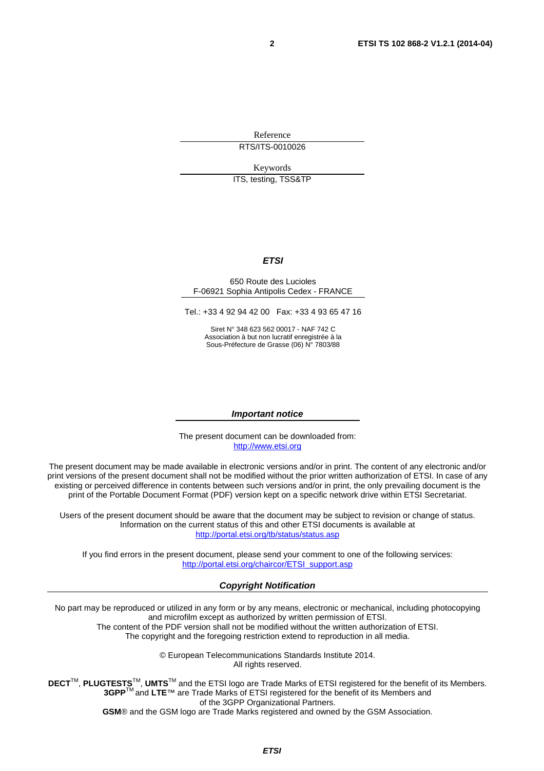Reference

RTS/ITS-0010026

Keywords

ITS, testing, TSS&TP

***ETSI***

650 Route des Lucioles
F-06921 Sophia Antipolis Cedex - FRANCE

Tel.: +33 4 92 94 42 00 Fax: +33 4 93 65 47 16

Siret N° 348 623 562 00017 - NAF 742 C
Association à but non lucratif enregistrée à la
Sous-Préfecture de Grasse (06) N° 7803/88

***Important notice***

The present document can be downloaded from:
http://www.etsi.org

The present document may be made available in electronic versions and/or in print. The content of any electronic and/or print versions of the present document shall not be modified without the prior written authorization of ETSI. In case of any existing or perceived difference in contents between such versions and/or in print, the only prevailing document is the print of the Portable Document Format (PDF) version kept on a specific network drive within ETSI Secretariat.

Users of the present document should be aware that the document may be subject to revision or change of status. Information on the current status of this and other ETSI documents is available at
http://portal.etsi.org/tb/status/status.asp

If you find errors in the present document, please send your comment to one of the following services:
http://portal.etsi.org/chaircor/ETSI_support.asp

***Copyright Notification***

No part may be reproduced or utilized in any form or by any means, electronic or mechanical, including photocopying and microfilm except as authorized by written permission of ETSI.
The content of the PDF version shall not be modified without the written authorization of ETSI.
The copyright and the foregoing restriction extend to reproduction in all media.

© European Telecommunications Standards Institute 2014.
All rights reserved.

**DECT**™, **PLUGTESTS**™, **UMTS**™ and the ETSI logo are Trade Marks of ETSI registered for the benefit of its Members.
**3GPP**™ and **LTE**™ are Trade Marks of ETSI registered for the benefit of its Members and of the 3GPP Organizational Partners.
**GSM**® and the GSM logo are Trade Marks registered and owned by the GSM Association.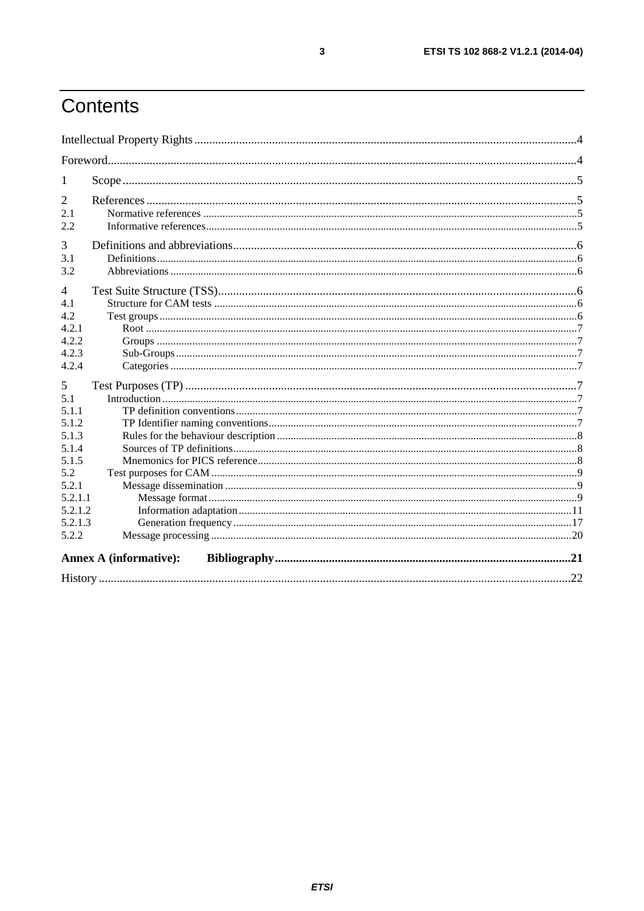# Contents

Intellectual Property Rights ....................................................................................................................................4

Foreword.....................................................................................................................................................................4

1 Scope ......................................................................................................................................................................5

2 References ..............................................................................................................................................................5

2.1 Normative references .........................................................................................................................................5

2.2 Informative references........................................................................................................................................5

3 Definitions and abbreviations.................................................................................................................................6

3.1 Definitions...........................................................................................................................................................6

3.2 Abbreviations ......................................................................................................................................................6

4 Test Suite Structure (TSS)......................................................................................................................................6

4.1 Structure for CAM tests ......................................................................................................................................6

4.2 Test groups..........................................................................................................................................................6

4.2.1 Root ...............................................................................................................................................................7

4.2.2 Groups ...........................................................................................................................................................7

4.2.3 Sub-Groups....................................................................................................................................................7

4.2.4 Categories ......................................................................................................................................................7

5 Test Purposes (TP) .................................................................................................................................................7

5.1 Introduction .........................................................................................................................................................7

5.1.1 TP definition conventions..............................................................................................................................7

5.1.2 TP Identifier naming conventions..................................................................................................................7

5.1.3 Rules for the behaviour description ..............................................................................................................8

5.1.4 Sources of TP definitions..............................................................................................................................8

5.1.5 Mnemonics for PICS reference......................................................................................................................8

5.2 Test purposes for CAM .......................................................................................................................................9

5.2.1 Message dissemination ..................................................................................................................................9

5.2.1.1 Message format .........................................................................................................................................9

5.2.1.2 Information adaptation ............................................................................................................................11

5.2.1.3 Generation frequency ..............................................................................................................................17

5.2.2 Message processing .....................................................................................................................................20

**Annex A (informative): Bibliography**.................................................................................................................21

History .......................................................................................................................................................................22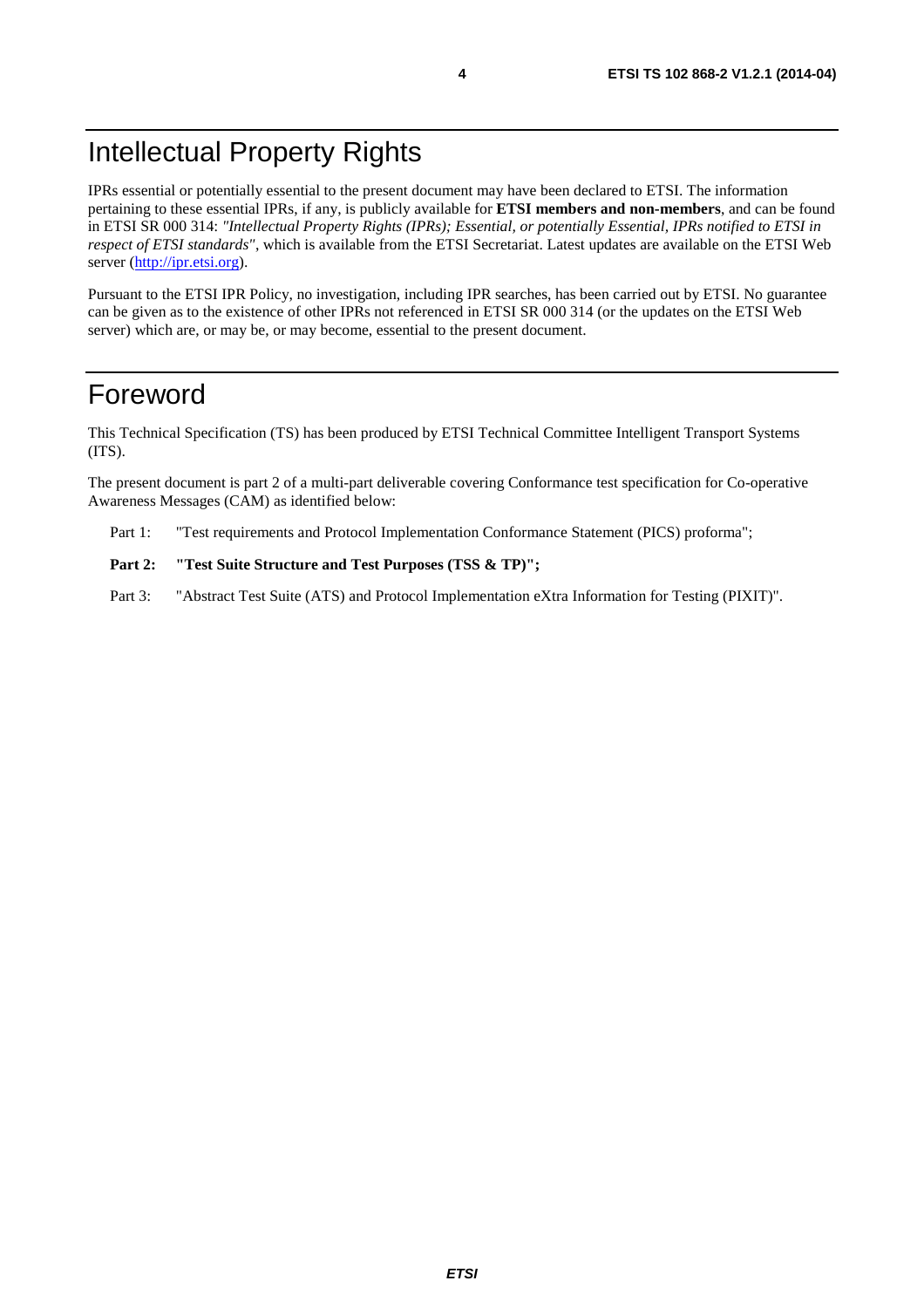# Intellectual Property Rights

IPRs essential or potentially essential to the present document may have been declared to ETSI. The information pertaining to these essential IPRs, if any, is publicly available for **ETSI members and non-members**, and can be found in ETSI SR 000 314: *"Intellectual Property Rights (IPRs); Essential, or potentially Essential, IPRs notified to ETSI in respect of ETSI standards"*, which is available from the ETSI Secretariat. Latest updates are available on the ETSI Web server (http://ipr.etsi.org).

Pursuant to the ETSI IPR Policy, no investigation, including IPR searches, has been carried out by ETSI. No guarantee can be given as to the existence of other IPRs not referenced in ETSI SR 000 314 (or the updates on the ETSI Web server) which are, or may be, or may become, essential to the present document.

# Foreword

This Technical Specification (TS) has been produced by ETSI Technical Committee Intelligent Transport Systems (ITS).

The present document is part 2 of a multi-part deliverable covering Conformance test specification for Co-operative Awareness Messages (CAM) as identified below:

Part 1: "Test requirements and Protocol Implementation Conformance Statement (PICS) proforma";

**Part 2: "Test Suite Structure and Test Purposes (TSS & TP)";**

Part 3: "Abstract Test Suite (ATS) and Protocol Implementation eXtra Information for Testing (PIXIT)".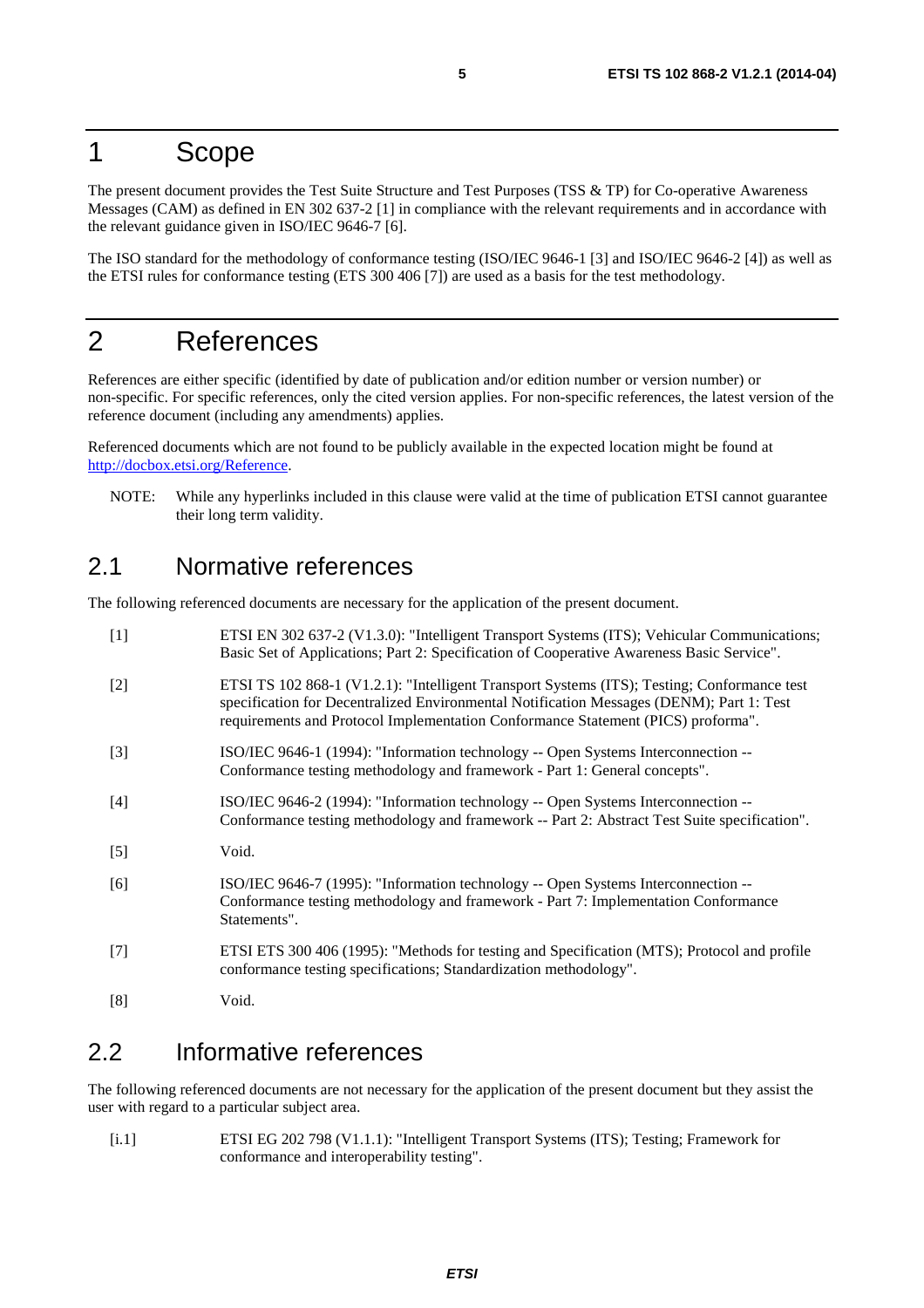# 1 Scope

The present document provides the Test Suite Structure and Test Purposes (TSS & TP) for Co-operative Awareness Messages (CAM) as defined in EN 302 637-2 [1] in compliance with the relevant requirements and in accordance with the relevant guidance given in ISO/IEC 9646-7 [6].

The ISO standard for the methodology of conformance testing (ISO/IEC 9646-1 [3] and ISO/IEC 9646-2 [4]) as well as the ETSI rules for conformance testing (ETS 300 406 [7]) are used as a basis for the test methodology.

# 2 References

References are either specific (identified by date of publication and/or edition number or version number) or non-specific. For specific references, only the cited version applies. For non-specific references, the latest version of the reference document (including any amendments) applies.

Referenced documents which are not found to be publicly available in the expected location might be found at http://docbox.etsi.org/Reference.

NOTE: While any hyperlinks included in this clause were valid at the time of publication ETSI cannot guarantee their long term validity.

## 2.1 Normative references

The following referenced documents are necessary for the application of the present document.

[1] ETSI EN 302 637-2 (V1.3.0): "Intelligent Transport Systems (ITS); Vehicular Communications; Basic Set of Applications; Part 2: Specification of Cooperative Awareness Basic Service".

[2] ETSI TS 102 868-1 (V1.2.1): "Intelligent Transport Systems (ITS); Testing; Conformance test specification for Decentralized Environmental Notification Messages (DENM); Part 1: Test requirements and Protocol Implementation Conformance Statement (PICS) proforma".

[3] ISO/IEC 9646-1 (1994): "Information technology -- Open Systems Interconnection -- Conformance testing methodology and framework - Part 1: General concepts".

[4] ISO/IEC 9646-2 (1994): "Information technology -- Open Systems Interconnection -- Conformance testing methodology and framework -- Part 2: Abstract Test Suite specification".

[5] Void.

[6] ISO/IEC 9646-7 (1995): "Information technology -- Open Systems Interconnection -- Conformance testing methodology and framework - Part 7: Implementation Conformance Statements".

[7] ETSI ETS 300 406 (1995): "Methods for testing and Specification (MTS); Protocol and profile conformance testing specifications; Standardization methodology".

[8] Void.

## 2.2 Informative references

The following referenced documents are not necessary for the application of the present document but they assist the user with regard to a particular subject area.

[i.1] ETSI EG 202 798 (V1.1.1): "Intelligent Transport Systems (ITS); Testing; Framework for conformance and interoperability testing".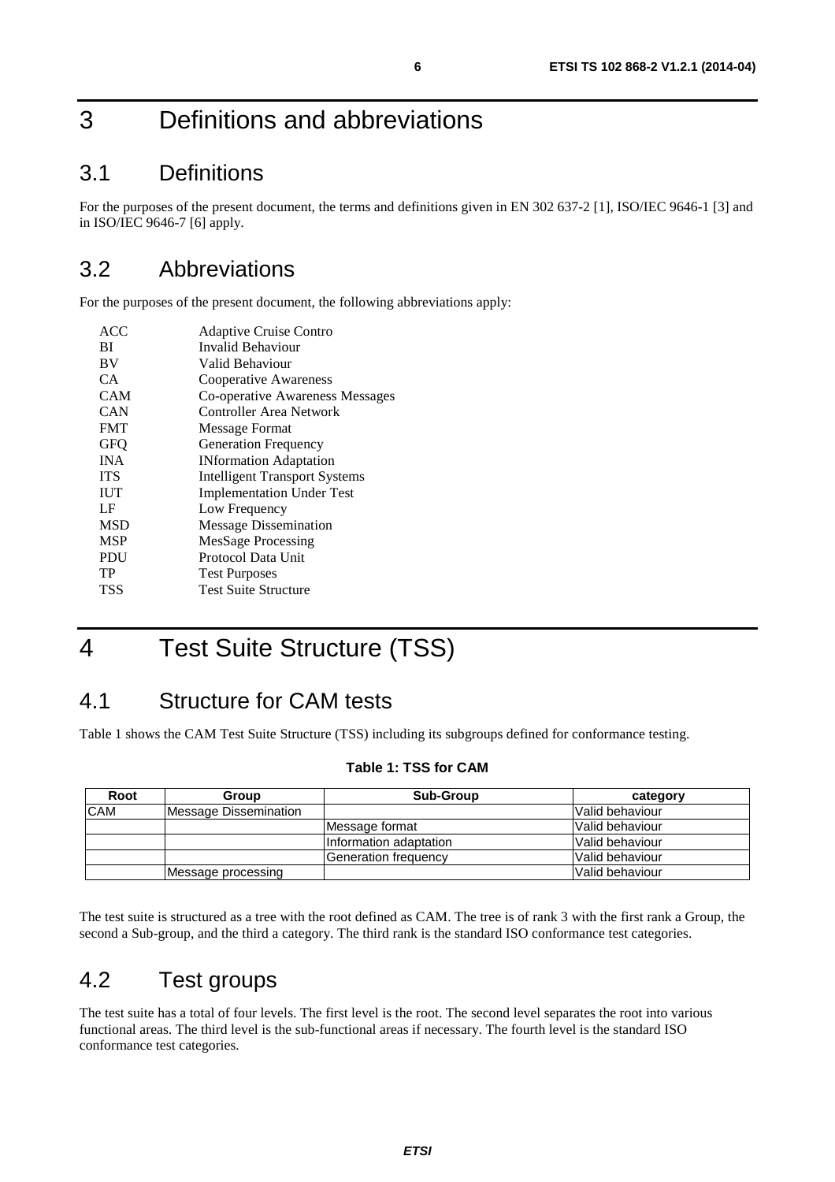# 3 Definitions and abbreviations

## 3.1 Definitions

For the purposes of the present document, the terms and definitions given in EN 302 637-2 [1], ISO/IEC 9646-1 [3] and in ISO/IEC 9646-7 [6] apply.

## 3.2 Abbreviations

For the purposes of the present document, the following abbreviations apply:

| | |
|---|---|
| ACC | Adaptive Cruise Contro |
| BI | Invalid Behaviour |
| BV | Valid Behaviour |
| CA | Cooperative Awareness |
| CAM | Co-operative Awareness Messages |
| CAN | Controller Area Network |
| FMT | Message Format |
| GFQ | Generation Frequency |
| INA | INformation Adaptation |
| ITS | Intelligent Transport Systems |
| IUT | Implementation Under Test |
| LF | Low Frequency |
| MSD | Message Dissemination |
| MSP | MesSage Processing |
| PDU | Protocol Data Unit |
| TP | Test Purposes |
| TSS | Test Suite Structure |

# 4 Test Suite Structure (TSS)

## 4.1 Structure for CAM tests

Table 1 shows the CAM Test Suite Structure (TSS) including its subgroups defined for conformance testing.

**Table 1: TSS for CAM**

| Root | Group | Sub-Group | category |
|---|---|---|---|
| CAM | Message Dissemination | | Valid behaviour |
| | | Message format | Valid behaviour |
| | | Information adaptation | Valid behaviour |
| | | Generation frequency | Valid behaviour |
| | Message processing | | Valid behaviour |

The test suite is structured as a tree with the root defined as CAM. The tree is of rank 3 with the first rank a Group, the second a Sub-group, and the third a category. The third rank is the standard ISO conformance test categories.

## 4.2 Test groups

The test suite has a total of four levels. The first level is the root. The second level separates the root into various functional areas. The third level is the sub-functional areas if necessary. The fourth level is the standard ISO conformance test categories.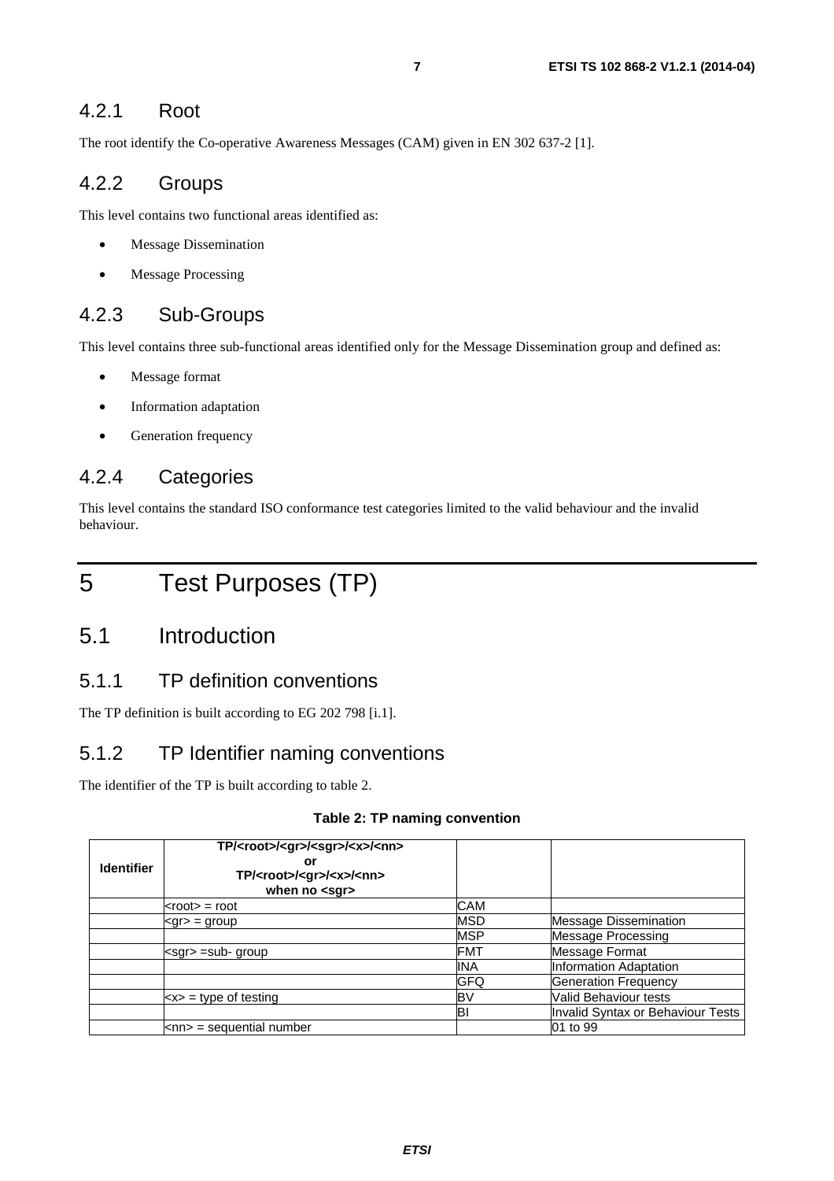### 4.2.1 Root

The root identify the Co-operative Awareness Messages (CAM) given in EN 302 637-2 [1].

### 4.2.2 Groups

This level contains two functional areas identified as:

- Message Dissemination
- Message Processing

### 4.2.3 Sub-Groups

This level contains three sub-functional areas identified only for the Message Dissemination group and defined as:

- Message format
- Information adaptation
- Generation frequency

### 4.2.4 Categories

This level contains the standard ISO conformance test categories limited to the valid behaviour and the invalid behaviour.

# 5 Test Purposes (TP)

## 5.1 Introduction

### 5.1.1 TP definition conventions

The TP definition is built according to EG 202 798 [i.1].

### 5.1.2 TP Identifier naming conventions

The identifier of the TP is built according to table 2.

**Table 2: TP naming convention**

| Identifier | TP/<root>/<gr>/<sgr>/<x>/<nn> or TP/<root>/<gr>/<x>/<nn> when no <sgr> | | |
|---|---|---|---|
| | <root> = root | CAM | |
| | <gr> = group | MSD | Message Dissemination |
| | | MSP | Message Processing |
| | <sgr> =sub- group | FMT | Message Format |
| | | INA | Information Adaptation |
| | | GFQ | Generation Frequency |
| | <x> = type of testing | BV | Valid Behaviour tests |
| | | BI | Invalid Syntax or Behaviour Tests |
| | <nn> = sequential number | | 01 to 99 |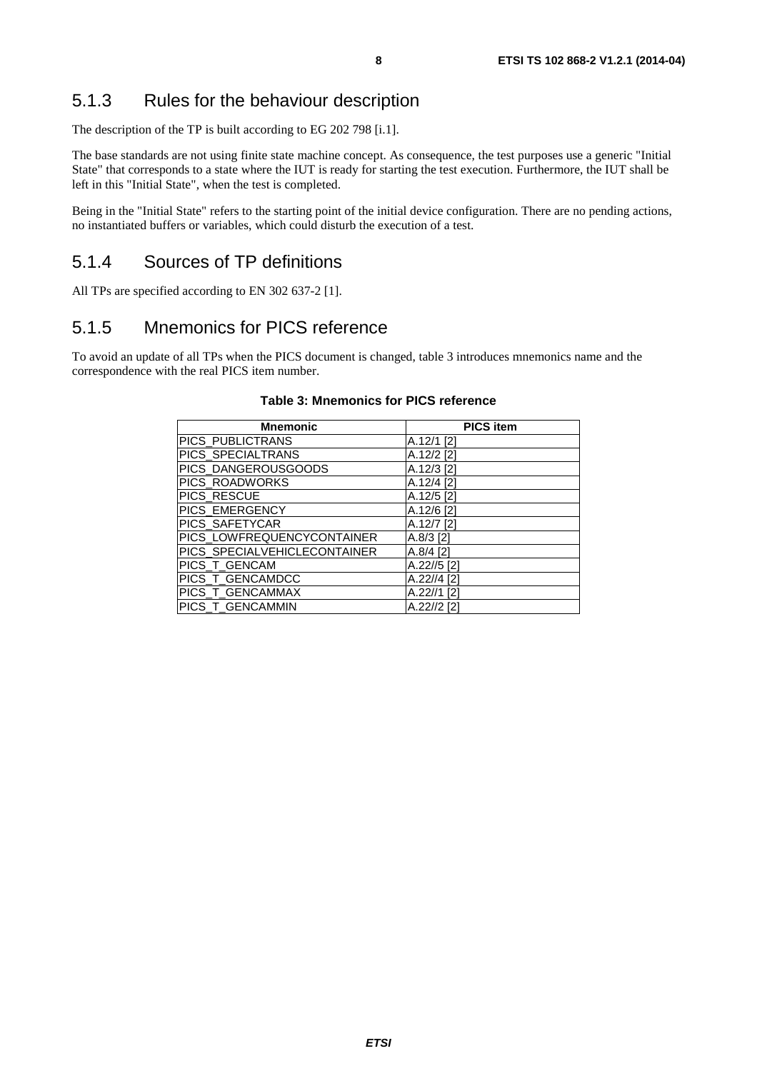### 5.1.3 Rules for the behaviour description

The description of the TP is built according to EG 202 798 [i.1].

The base standards are not using finite state machine concept. As consequence, the test purposes use a generic "Initial State" that corresponds to a state where the IUT is ready for starting the test execution. Furthermore, the IUT shall be left in this "Initial State", when the test is completed.

Being in the "Initial State" refers to the starting point of the initial device configuration. There are no pending actions, no instantiated buffers or variables, which could disturb the execution of a test.

### 5.1.4 Sources of TP definitions

All TPs are specified according to EN 302 637-2 [1].

### 5.1.5 Mnemonics for PICS reference

To avoid an update of all TPs when the PICS document is changed, table 3 introduces mnemonics name and the correspondence with the real PICS item number.

**Table 3: Mnemonics for PICS reference**

| Mnemonic | PICS item |
|---|---|
| PICS_PUBLICTRANS | A.12/1 [2] |
| PICS_SPECIALTRANS | A.12/2 [2] |
| PICS_DANGEROUSGOODS | A.12/3 [2] |
| PICS_ROADWORKS | A.12/4 [2] |
| PICS_RESCUE | A.12/5 [2] |
| PICS_EMERGENCY | A.12/6 [2] |
| PICS_SAFETYCAR | A.12/7 [2] |
| PICS_LOWFREQUENCYCONTAINER | A.8/3 [2] |
| PICS_SPECIALVEHICLECONTAINER | A.8/4 [2] |
| PICS_T_GENCAM | A.22//5 [2] |
| PICS_T_GENCAMDCC | A.22//4 [2] |
| PICS_T_GENCAMMAX | A.22//1 [2] |
| PICS_T_GENCAMMIN | A.22//2 [2] |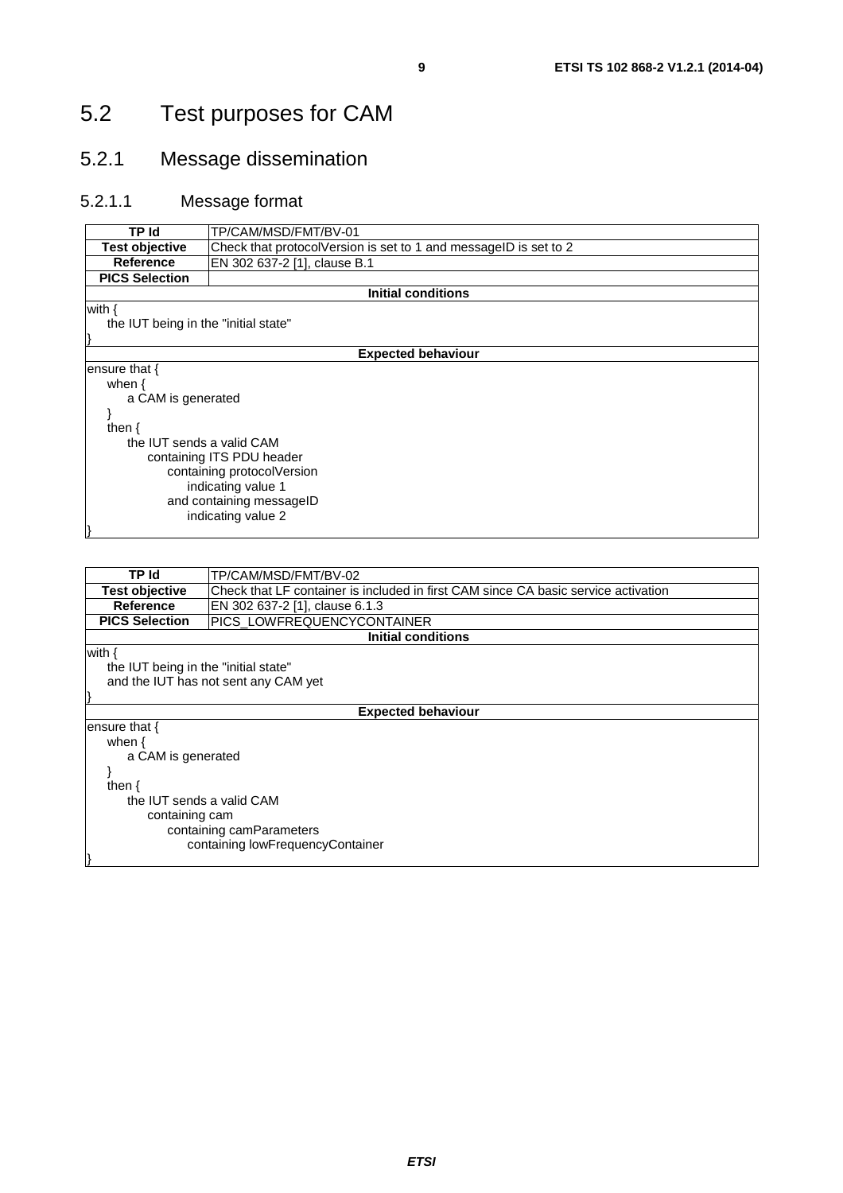# 5.2 Test purposes for CAM

## 5.2.1 Message dissemination

### 5.2.1.1 Message format

| TP Id | TP/CAM/MSD/FMT/BV-01 |
|---|---|
| **Test objective** | Check that protocolVersion is set to 1 and messageID is set to 2 |
| **Reference** | EN 302 637-2 [1], clause B.1 |
| **PICS Selection** | |
| **Initial conditions** | |
| with {<br>    the IUT being in the "initial state"<br>} | |
| **Expected behaviour** | |
| ensure that {<br>    when {<br>        a CAM is generated<br>    }<br>    then {<br>        the IUT sends a valid CAM<br>            containing ITS PDU header<br>                containing protocolVersion<br>                    indicating value 1<br>                and containing messageID<br>                    indicating value 2<br>} | |

| TP Id | TP/CAM/MSD/FMT/BV-02 |
|---|---|
| **Test objective** | Check that LF container is included in first CAM since CA basic service activation |
| **Reference** | EN 302 637-2 [1], clause 6.1.3 |
| **PICS Selection** | PICS_LOWFREQUENCYCONTAINER |
| **Initial conditions** | |
| with {<br>    the IUT being in the "initial state"<br>    and the IUT has not sent any CAM yet<br>} | |
| **Expected behaviour** | |
| ensure that {<br>    when {<br>        a CAM is generated<br>    }<br>    then {<br>        the IUT sends a valid CAM<br>            containing cam<br>                containing camParameters<br>                    containing lowFrequencyContainer<br>} | |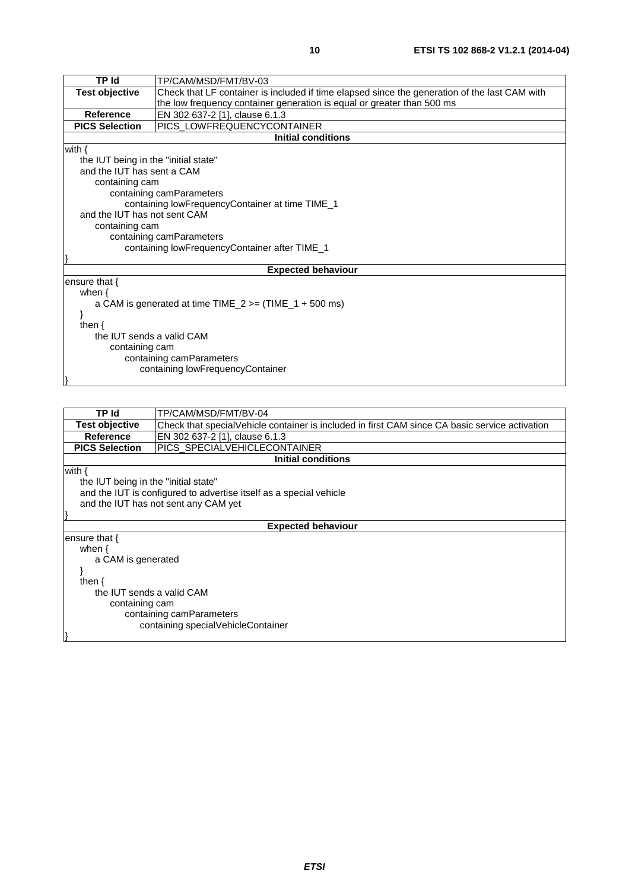| TP Id | TP/CAM/MSD/FMT/BV-03 |
|---|---|
| **Test objective** | Check that LF container is included if time elapsed since the generation of the last CAM with the low frequency container generation is equal or greater than 500 ms |
| **Reference** | EN 302 637-2 [1], clause 6.1.3 |
| **PICS Selection** | PICS_LOWFREQUENCYCONTAINER |

**Initial conditions**

```
with {
    the IUT being in the "initial state"
    and the IUT has sent a CAM
        containing cam
            containing camParameters
                containing lowFrequencyContainer at time TIME_1
    and the IUT has not sent CAM
        containing cam
            containing camParameters
                containing lowFrequencyContainer after TIME_1
}
```

**Expected behaviour**

```
ensure that {
    when {
        a CAM is generated at time TIME_2 >= (TIME_1 + 500 ms)
    }
    then {
        the IUT sends a valid CAM
            containing cam
                containing camParameters
                    containing lowFrequencyContainer
}
```

| TP Id | TP/CAM/MSD/FMT/BV-04 |
|---|---|
| **Test objective** | Check that specialVehicle container is included in first CAM since CA basic service activation |
| **Reference** | EN 302 637-2 [1], clause 6.1.3 |
| **PICS Selection** | PICS_SPECIALVEHICLECONTAINER |

**Initial conditions**

```
with {
    the IUT being in the "initial state"
    and the IUT is configured to advertise itself as a special vehicle
    and the IUT has not sent any CAM yet
}
```

**Expected behaviour**

```
ensure that {
    when {
        a CAM is generated
    }
    then {
        the IUT sends a valid CAM
            containing cam
                containing camParameters
                    containing specialVehicleContainer
}
```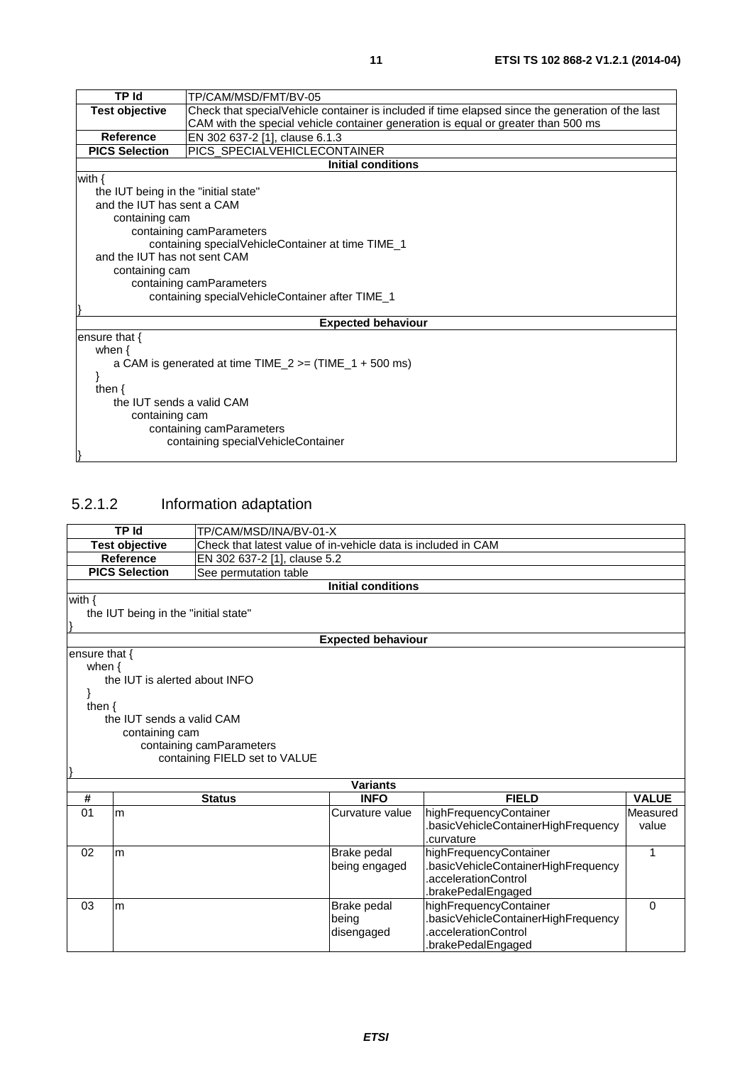| TP Id | TP/CAM/MSD/FMT/BV-05 |
|---|---|
| **Test objective** | Check that specialVehicle container is included if time elapsed since the generation of the last CAM with the special vehicle container generation is equal or greater than 500 ms |
| **Reference** | EN 302 637-2 [1], clause 6.1.3 |
| **PICS Selection** | PICS_SPECIALVEHICLECONTAINER |
| **Initial conditions** | |
| with {<br>  the IUT being in the "initial state"<br>  and the IUT has sent a CAM<br>    containing cam<br>      containing camParameters<br>        containing specialVehicleContainer at time TIME_1<br>  and the IUT has not sent CAM<br>    containing cam<br>      containing camParameters<br>        containing specialVehicleContainer after TIME_1<br>} | |
| **Expected behaviour** | |
| ensure that {<br>  when {<br>    a CAM is generated at time TIME_2 >= (TIME_1 + 500 ms)<br>  }<br>  then {<br>    the IUT sends a valid CAM<br>      containing cam<br>        containing camParameters<br>          containing specialVehicleContainer<br>} | |

### 5.2.1.2 Information adaptation

| TP Id | TP/CAM/MSD/INA/BV-01-X | | | |
|---|---|---|---|---|
| **Test objective** | Check that latest value of in-vehicle data is included in CAM | | | |
| **Reference** | EN 302 637-2 [1], clause 5.2 | | | |
| **PICS Selection** | See permutation table | | | |
| **Initial conditions** | | | | |
| with {<br>  the IUT being in the "initial state"<br>} | | | | |
| **Expected behaviour** | | | | |
| ensure that {<br>  when {<br>    the IUT is alerted about INFO<br>  }<br>  then {<br>    the IUT sends a valid CAM<br>      containing cam<br>        containing camParameters<br>          containing FIELD set to VALUE<br>} | | | | |
| **Variants** | | | | |
| **#** | **Status** | **INFO** | **FIELD** | **VALUE** |
| 01 | m | Curvature value | highFrequencyContainer .basicVehicleContainerHighFrequency .curvature | Measured value |
| 02 | m | Brake pedal being engaged | highFrequencyContainer .basicVehicleContainerHighFrequency .accelerationControl .brakePedalEngaged | 1 |
| 03 | m | Brake pedal being disengaged | highFrequencyContainer .basicVehicleContainerHighFrequency .accelerationControl .brakePedalEngaged | 0 |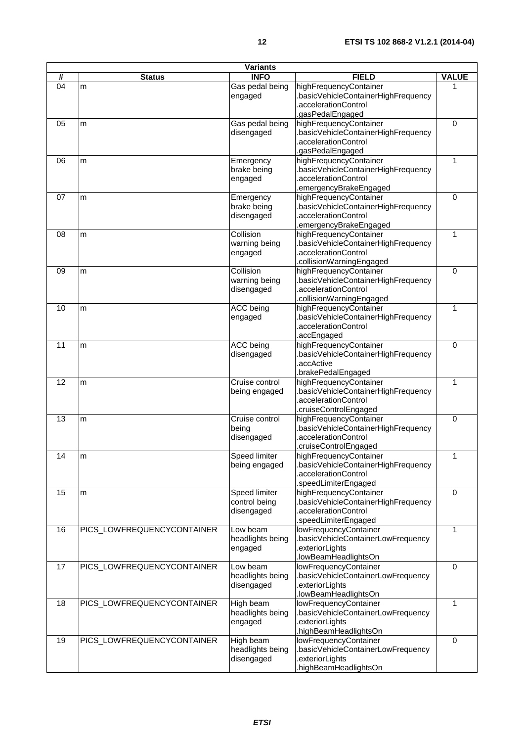| Variants | | | | |
|---|---|---|---|---|
| # | Status | INFO | FIELD | VALUE |
| 04 | m | Gas pedal being engaged | highFrequencyContainer .basicVehicleContainerHighFrequency .accelerationControl .gasPedalEngaged | 1 |
| 05 | m | Gas pedal being disengaged | highFrequencyContainer .basicVehicleContainerHighFrequency .accelerationControl .gasPedalEngaged | 0 |
| 06 | m | Emergency brake being engaged | highFrequencyContainer .basicVehicleContainerHighFrequency .accelerationControl .emergencyBrakeEngaged | 1 |
| 07 | m | Emergency brake being disengaged | highFrequencyContainer .basicVehicleContainerHighFrequency .accelerationControl .emergencyBrakeEngaged | 0 |
| 08 | m | Collision warning being engaged | highFrequencyContainer .basicVehicleContainerHighFrequency .accelerationControl .collisionWarningEngaged | 1 |
| 09 | m | Collision warning being disengaged | highFrequencyContainer .basicVehicleContainerHighFrequency .accelerationControl .collisionWarningEngaged | 0 |
| 10 | m | ACC being engaged | highFrequencyContainer .basicVehicleContainerHighFrequency .accelerationControl .accEngaged | 1 |
| 11 | m | ACC being disengaged | highFrequencyContainer .basicVehicleContainerHighFrequency .accActive .brakePedalEngaged | 0 |
| 12 | m | Cruise control being engaged | highFrequencyContainer .basicVehicleContainerHighFrequency .accelerationControl .cruiseControlEngaged | 1 |
| 13 | m | Cruise control being disengaged | highFrequencyContainer .basicVehicleContainerHighFrequency .accelerationControl .cruiseControlEngaged | 0 |
| 14 | m | Speed limiter being engaged | highFrequencyContainer .basicVehicleContainerHighFrequency .accelerationControl .speedLimiterEngaged | 1 |
| 15 | m | Speed limiter control being disengaged | highFrequencyContainer .basicVehicleContainerHighFrequency .accelerationControl .speedLimiterEngaged | 0 |
| 16 | PICS_LOWFREQUENCYCONTAINER | Low beam headlights being engaged | lowFrequencyContainer .basicVehicleContainerLowFrequency .exteriorLights .lowBeamHeadlightsOn | 1 |
| 17 | PICS_LOWFREQUENCYCONTAINER | Low beam headlights being disengaged | lowFrequencyContainer .basicVehicleContainerLowFrequency .exteriorLights .lowBeamHeadlightsOn | 0 |
| 18 | PICS_LOWFREQUENCYCONTAINER | High beam headlights being engaged | lowFrequencyContainer .basicVehicleContainerLowFrequency .exteriorLights .highBeamHeadlightsOn | 1 |
| 19 | PICS_LOWFREQUENCYCONTAINER | High beam headlights being disengaged | lowFrequencyContainer .basicVehicleContainerLowFrequency .exteriorLights .highBeamHeadlightsOn | 0 |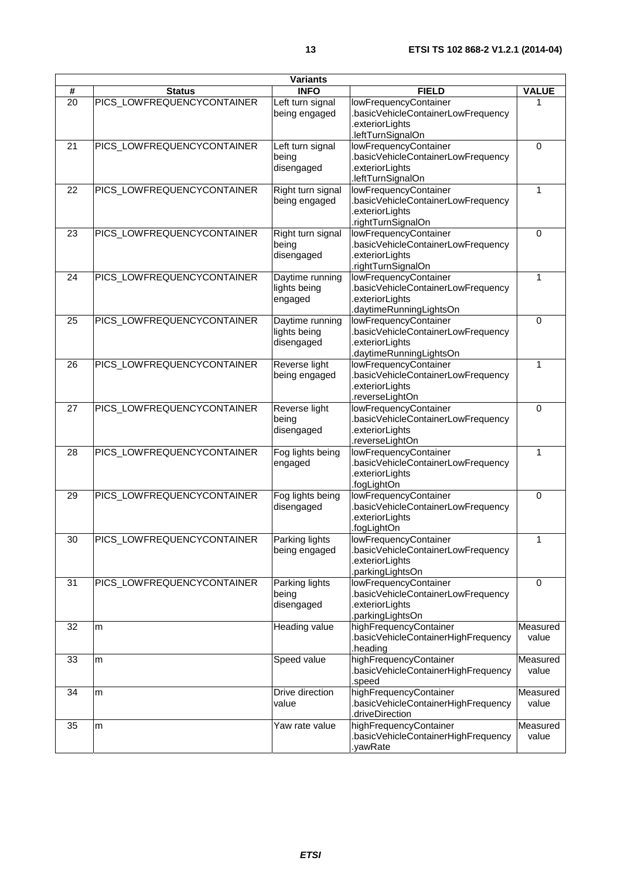| Variants | | | | |
|---|---|---|---|---|
| # | Status | INFO | FIELD | VALUE |
| 20 | PICS_LOWFREQUENCYCONTAINER | Left turn signal being engaged | lowFrequencyContainer .basicVehicleContainerLowFrequency .exteriorLights .leftTurnSignalOn | 1 |
| 21 | PICS_LOWFREQUENCYCONTAINER | Left turn signal being disengaged | lowFrequencyContainer .basicVehicleContainerLowFrequency .exteriorLights .leftTurnSignalOn | 0 |
| 22 | PICS_LOWFREQUENCYCONTAINER | Right turn signal being engaged | lowFrequencyContainer .basicVehicleContainerLowFrequency .exteriorLights .rightTurnSignalOn | 1 |
| 23 | PICS_LOWFREQUENCYCONTAINER | Right turn signal being disengaged | lowFrequencyContainer .basicVehicleContainerLowFrequency .exteriorLights .rightTurnSignalOn | 0 |
| 24 | PICS_LOWFREQUENCYCONTAINER | Daytime running lights being engaged | lowFrequencyContainer .basicVehicleContainerLowFrequency .exteriorLights .daytimeRunningLightsOn | 1 |
| 25 | PICS_LOWFREQUENCYCONTAINER | Daytime running lights being disengaged | lowFrequencyContainer .basicVehicleContainerLowFrequency .exteriorLights .daytimeRunningLightsOn | 0 |
| 26 | PICS_LOWFREQUENCYCONTAINER | Reverse light being engaged | lowFrequencyContainer .basicVehicleContainerLowFrequency .exteriorLights .reverseLightOn | 1 |
| 27 | PICS_LOWFREQUENCYCONTAINER | Reverse light being disengaged | lowFrequencyContainer .basicVehicleContainerLowFrequency .exteriorLights .reverseLightOn | 0 |
| 28 | PICS_LOWFREQUENCYCONTAINER | Fog lights being engaged | lowFrequencyContainer .basicVehicleContainerLowFrequency .exteriorLights .fogLightOn | 1 |
| 29 | PICS_LOWFREQUENCYCONTAINER | Fog lights being disengaged | lowFrequencyContainer .basicVehicleContainerLowFrequency .exteriorLights .fogLightOn | 0 |
| 30 | PICS_LOWFREQUENCYCONTAINER | Parking lights being engaged | lowFrequencyContainer .basicVehicleContainerLowFrequency .exteriorLights .parkingLightsOn | 1 |
| 31 | PICS_LOWFREQUENCYCONTAINER | Parking lights being disengaged | lowFrequencyContainer .basicVehicleContainerLowFrequency .exteriorLights .parkingLightsOn | 0 |
| 32 | m | Heading value | highFrequencyContainer .basicVehicleContainerHighFrequency .heading | Measured value |
| 33 | m | Speed value | highFrequencyContainer .basicVehicleContainerHighFrequency .speed | Measured value |
| 34 | m | Drive direction value | highFrequencyContainer .basicVehicleContainerHighFrequency .driveDirection | Measured value |
| 35 | m | Yaw rate value | highFrequencyContainer .basicVehicleContainerHighFrequency .yawRate | Measured value |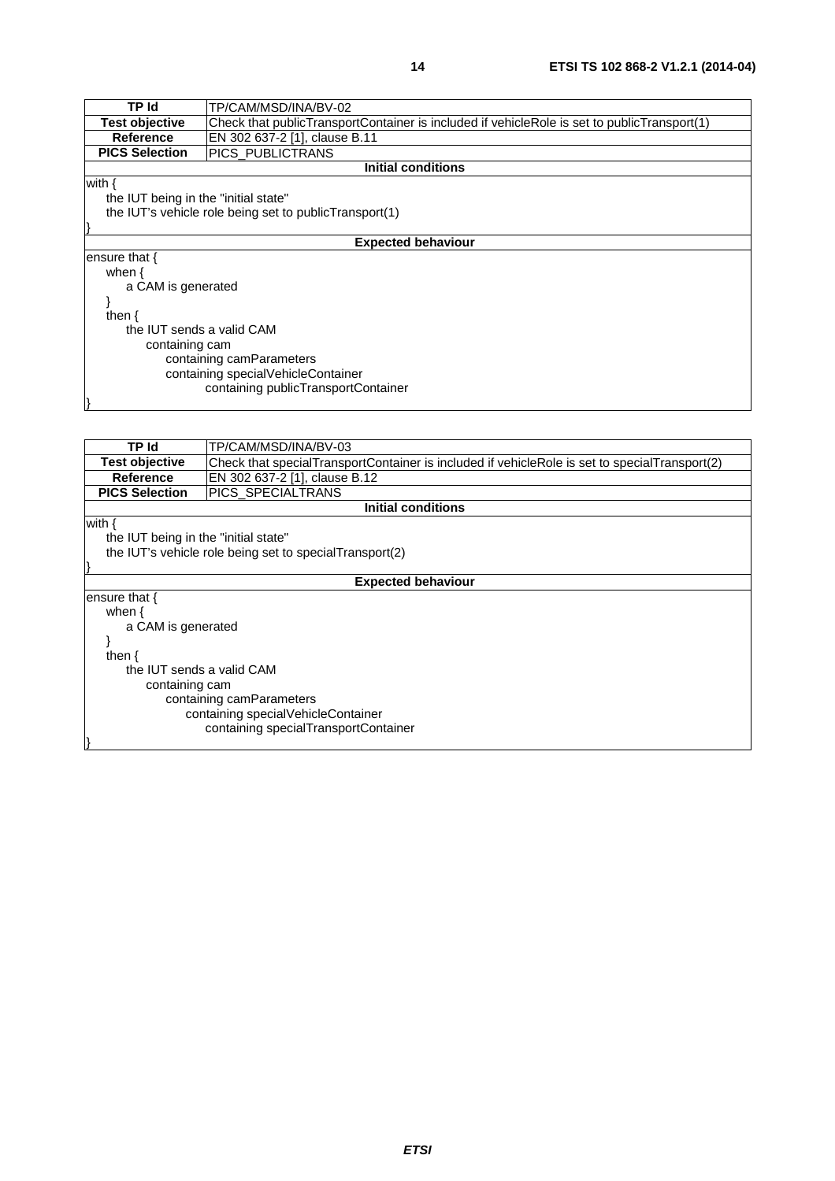| TP Id | TP/CAM/MSD/INA/BV-02 |
|---|---|
| **Test objective** | Check that publicTransportContainer is included if vehicleRole is set to publicTransport(1) |
| **Reference** | EN 302 637-2 [1], clause B.11 |
| **PICS Selection** | PICS_PUBLICTRANS |
| **Initial conditions** | |
| with {<br>  the IUT being in the "initial state"<br>  the IUT's vehicle role being set to publicTransport(1)<br>} | |
| **Expected behaviour** | |
| ensure that {<br>  when {<br>    a CAM is generated<br>  }<br>  then {<br>    the IUT sends a valid CAM<br>      containing cam<br>        containing camParameters<br>        containing specialVehicleContainer<br>          containing publicTransportContainer<br>} | |

| TP Id | TP/CAM/MSD/INA/BV-03 |
|---|---|
| **Test objective** | Check that specialTransportContainer is included if vehicleRole is set to specialTransport(2) |
| **Reference** | EN 302 637-2 [1], clause B.12 |
| **PICS Selection** | PICS_SPECIALTRANS |
| **Initial conditions** | |
| with {<br>  the IUT being in the "initial state"<br>  the IUT's vehicle role being set to specialTransport(2)<br>} | |
| **Expected behaviour** | |
| ensure that {<br>  when {<br>    a CAM is generated<br>  }<br>  then {<br>    the IUT sends a valid CAM<br>      containing cam<br>        containing camParameters<br>          containing specialVehicleContainer<br>            containing specialTransportContainer<br>} | |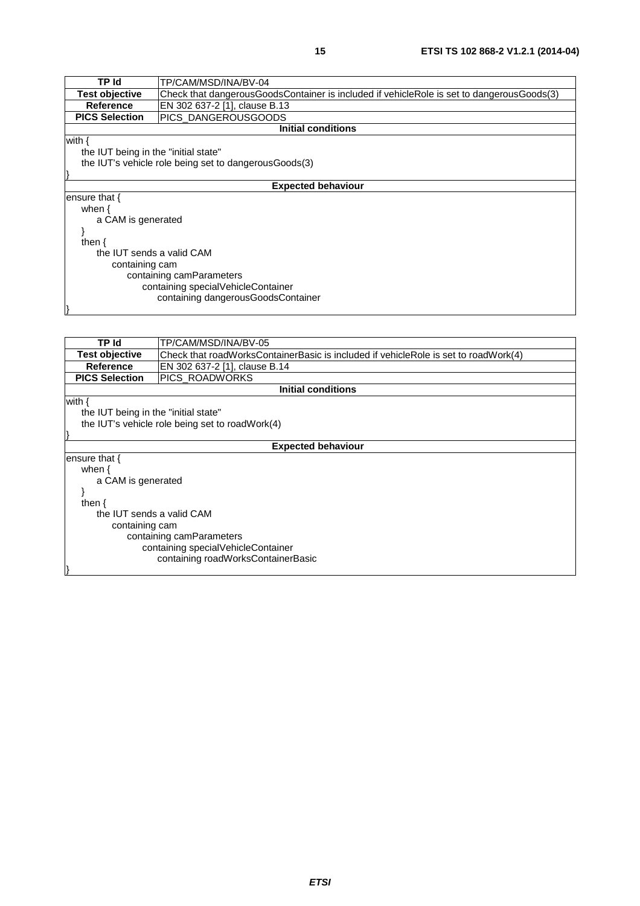| TP Id | TP/CAM/MSD/INA/BV-04 |
| --- | --- |
| **Test objective** | Check that dangerousGoodsContainer is included if vehicleRole is set to dangerousGoods(3) |
| **Reference** | EN 302 637-2 [1], clause B.13 |
| **PICS Selection** | PICS_DANGEROUSGOODS |
| **Initial conditions** | |
| with {<br>    the IUT being in the "initial state"<br>    the IUT's vehicle role being set to dangerousGoods(3)<br>} | |
| **Expected behaviour** | |
| ensure that {<br>    when {<br>        a CAM is generated<br>    }<br>    then {<br>        the IUT sends a valid CAM<br>            containing cam<br>                containing camParameters<br>                    containing specialVehicleContainer<br>                        containing dangerousGoodsContainer<br>} | |

| TP Id | TP/CAM/MSD/INA/BV-05 |
| --- | --- |
| **Test objective** | Check that roadWorksContainerBasic is included if vehicleRole is set to roadWork(4) |
| **Reference** | EN 302 637-2 [1], clause B.14 |
| **PICS Selection** | PICS_ROADWORKS |
| **Initial conditions** | |
| with {<br>    the IUT being in the "initial state"<br>    the IUT's vehicle role being set to roadWork(4)<br>} | |
| **Expected behaviour** | |
| ensure that {<br>    when {<br>        a CAM is generated<br>    }<br>    then {<br>        the IUT sends a valid CAM<br>            containing cam<br>                containing camParameters<br>                    containing specialVehicleContainer<br>                        containing roadWorksContainerBasic<br>} | |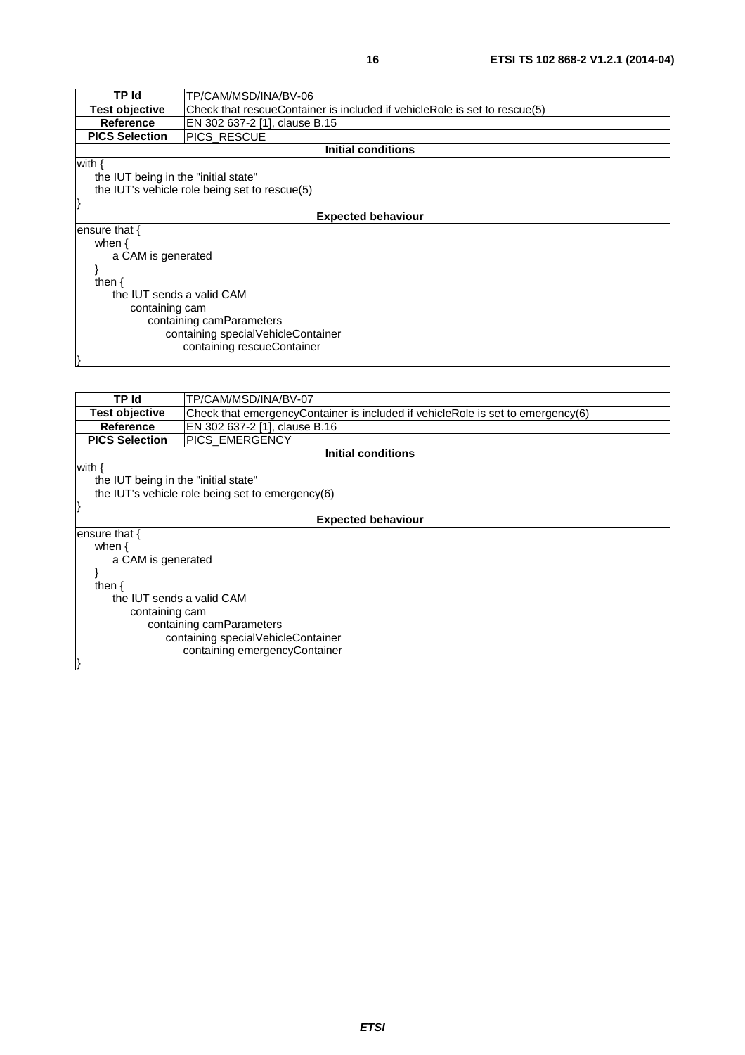| TP Id | TP/CAM/MSD/INA/BV-06 |
| --- | --- |
| **Test objective** | Check that rescueContainer is included if vehicleRole is set to rescue(5) |
| **Reference** | EN 302 637-2 [1], clause B.15 |
| **PICS Selection** | PICS_RESCUE |
| **Initial conditions** | |
| with {<br>&nbsp;&nbsp;&nbsp;the IUT being in the "initial state"<br>&nbsp;&nbsp;&nbsp;the IUT's vehicle role being set to rescue(5)<br>} | |
| **Expected behaviour** | |
| ensure that {<br>&nbsp;&nbsp;&nbsp;when {<br>&nbsp;&nbsp;&nbsp;&nbsp;&nbsp;&nbsp;a CAM is generated<br>&nbsp;&nbsp;&nbsp;}<br>&nbsp;&nbsp;&nbsp;then {<br>&nbsp;&nbsp;&nbsp;&nbsp;&nbsp;&nbsp;the IUT sends a valid CAM<br>&nbsp;&nbsp;&nbsp;&nbsp;&nbsp;&nbsp;&nbsp;&nbsp;&nbsp;containing cam<br>&nbsp;&nbsp;&nbsp;&nbsp;&nbsp;&nbsp;&nbsp;&nbsp;&nbsp;&nbsp;&nbsp;&nbsp;containing camParameters<br>&nbsp;&nbsp;&nbsp;&nbsp;&nbsp;&nbsp;&nbsp;&nbsp;&nbsp;&nbsp;&nbsp;&nbsp;&nbsp;&nbsp;&nbsp;containing specialVehicleContainer<br>&nbsp;&nbsp;&nbsp;&nbsp;&nbsp;&nbsp;&nbsp;&nbsp;&nbsp;&nbsp;&nbsp;&nbsp;&nbsp;&nbsp;&nbsp;&nbsp;&nbsp;&nbsp;containing rescueContainer<br>} | |

| TP Id | TP/CAM/MSD/INA/BV-07 |
| --- | --- |
| **Test objective** | Check that emergencyContainer is included if vehicleRole is set to emergency(6) |
| **Reference** | EN 302 637-2 [1], clause B.16 |
| **PICS Selection** | PICS_EMERGENCY |
| **Initial conditions** | |
| with {<br>&nbsp;&nbsp;&nbsp;the IUT being in the "initial state"<br>&nbsp;&nbsp;&nbsp;the IUT's vehicle role being set to emergency(6)<br>} | |
| **Expected behaviour** | |
| ensure that {<br>&nbsp;&nbsp;&nbsp;when {<br>&nbsp;&nbsp;&nbsp;&nbsp;&nbsp;&nbsp;a CAM is generated<br>&nbsp;&nbsp;&nbsp;}<br>&nbsp;&nbsp;&nbsp;then {<br>&nbsp;&nbsp;&nbsp;&nbsp;&nbsp;&nbsp;the IUT sends a valid CAM<br>&nbsp;&nbsp;&nbsp;&nbsp;&nbsp;&nbsp;&nbsp;&nbsp;&nbsp;containing cam<br>&nbsp;&nbsp;&nbsp;&nbsp;&nbsp;&nbsp;&nbsp;&nbsp;&nbsp;&nbsp;&nbsp;&nbsp;containing camParameters<br>&nbsp;&nbsp;&nbsp;&nbsp;&nbsp;&nbsp;&nbsp;&nbsp;&nbsp;&nbsp;&nbsp;&nbsp;&nbsp;&nbsp;&nbsp;containing specialVehicleContainer<br>&nbsp;&nbsp;&nbsp;&nbsp;&nbsp;&nbsp;&nbsp;&nbsp;&nbsp;&nbsp;&nbsp;&nbsp;&nbsp;&nbsp;&nbsp;&nbsp;&nbsp;&nbsp;containing emergencyContainer<br>} | |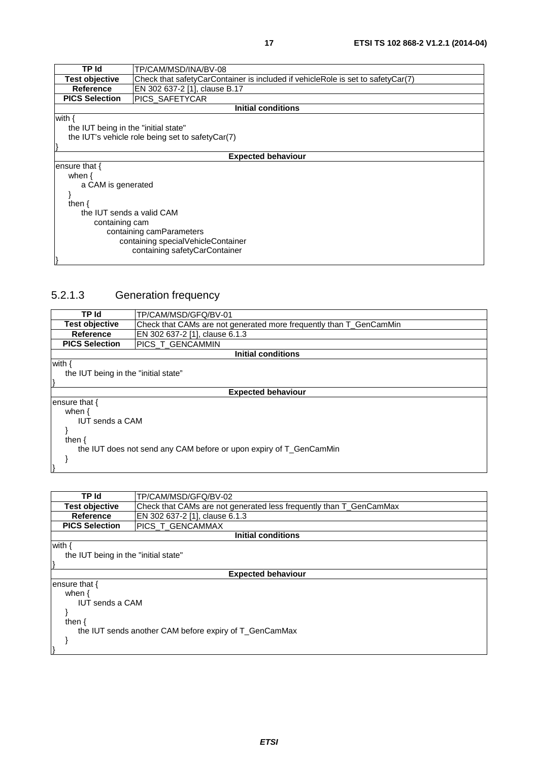| TP Id | TP/CAM/MSD/INA/BV-08 |
| --- | --- |
| Test objective | Check that safetyCarContainer is included if vehicleRole is set to safetyCar(7) |
| Reference | EN 302 637-2 [1], clause B.17 |
| PICS Selection | PICS_SAFETYCAR |
| **Initial conditions** | |
| with {<br>    the IUT being in the "initial state"<br>    the IUT's vehicle role being set to safetyCar(7)<br>} | |
| **Expected behaviour** | |
| ensure that {<br>    when {<br>        a CAM is generated<br>    }<br>    then {<br>        the IUT sends a valid CAM<br>            containing cam<br>                containing camParameters<br>                    containing specialVehicleContainer<br>                        containing safetyCarContainer<br>} | |

### 5.2.1.3 Generation frequency

| TP Id | TP/CAM/MSD/GFQ/BV-01 |
| --- | --- |
| Test objective | Check that CAMs are not generated more frequently than T_GenCamMin |
| Reference | EN 302 637-2 [1], clause 6.1.3 |
| PICS Selection | PICS_T_GENCAMMIN |
| **Initial conditions** | |
| with {<br>    the IUT being in the "initial state"<br>} | |
| **Expected behaviour** | |
| ensure that {<br>    when {<br>        IUT sends a CAM<br>    }<br>    then {<br>        the IUT does not send any CAM before or upon expiry of T_GenCamMin<br>    }<br>} | |

| TP Id | TP/CAM/MSD/GFQ/BV-02 |
| --- | --- |
| Test objective | Check that CAMs are not generated less frequently than T_GenCamMax |
| Reference | EN 302 637-2 [1], clause 6.1.3 |
| PICS Selection | PICS_T_GENCAMMAX |
| **Initial conditions** | |
| with {<br>    the IUT being in the "initial state"<br>} | |
| **Expected behaviour** | |
| ensure that {<br>    when {<br>        IUT sends a CAM<br>    }<br>    then {<br>        the IUT sends another CAM before expiry of T_GenCamMax<br>    }<br>} | |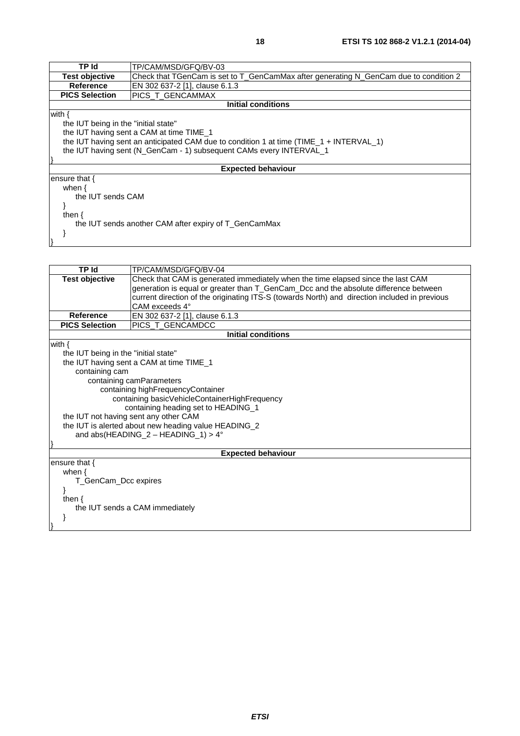| TP Id | TP/CAM/MSD/GFQ/BV-03 |
| --- | --- |
| **Test objective** | Check that TGenCam is set to T_GenCamMax after generating N_GenCam due to condition 2 |
| **Reference** | EN 302 637-2 [1], clause 6.1.3 |
| **PICS Selection** | PICS_T_GENCAMMAX |

**Initial conditions**

```
with {
    the IUT being in the "initial state"
    the IUT having sent a CAM at time TIME_1
    the IUT having sent an anticipated CAM due to condition 1 at time (TIME_1 + INTERVAL_1)
    the IUT having sent (N_GenCam - 1) subsequent CAMs every INTERVAL_1
}
```

**Expected behaviour**

```
ensure that {
    when {
        the IUT sends CAM
    }
    then {
        the IUT sends another CAM after expiry of T_GenCamMax
    }
}
```

| TP Id | TP/CAM/MSD/GFQ/BV-04 |
| --- | --- |
| **Test objective** | Check that CAM is generated immediately when the time elapsed since the last CAM generation is equal or greater than T_GenCam_Dcc and the absolute difference between current direction of the originating ITS-S (towards North) and direction included in previous CAM exceeds 4° |
| **Reference** | EN 302 637-2 [1], clause 6.1.3 |
| **PICS Selection** | PICS_T_GENCAMDCC |

**Initial conditions**

```
with {
    the IUT being in the "initial state"
    the IUT having sent a CAM at time TIME_1
        containing cam
            containing camParameters
                containing highFrequencyContainer
                    containing basicVehicleContainerHighFrequency
                        containing heading set to HEADING_1
    the IUT not having sent any other CAM
    the IUT is alerted about new heading value HEADING_2
        and abs(HEADING_2 – HEADING_1) > 4°
}
```

**Expected behaviour**

```
ensure that {
    when {
        T_GenCam_Dcc expires
    }
    then {
        the IUT sends a CAM immediately
    }
}
```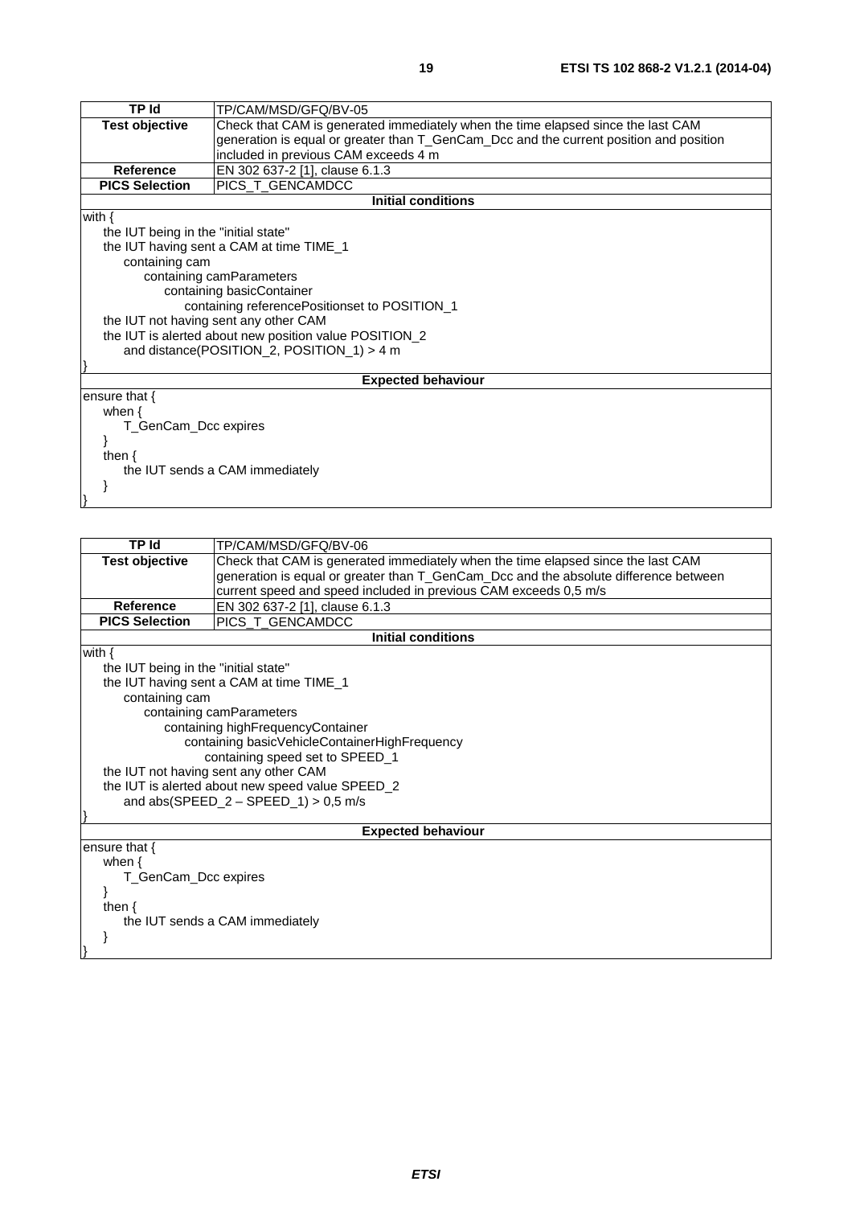| TP Id | TP/CAM/MSD/GFQ/BV-05 |
| --- | --- |
| **Test objective** | Check that CAM is generated immediately when the time elapsed since the last CAM generation is equal or greater than T_GenCam_Dcc and the current position and position included in previous CAM exceeds 4 m |
| **Reference** | EN 302 637-2 [1], clause 6.1.3 |
| **PICS Selection** | PICS_T_GENCAMDCC |
| **Initial conditions** | |

```
with {
    the IUT being in the "initial state"
    the IUT having sent a CAM at time TIME_1
        containing cam
            containing camParameters
                containing basicContainer
                    containing referencePositionset to POSITION_1
    the IUT not having sent any other CAM
    the IUT is alerted about new position value POSITION_2
        and distance(POSITION_2, POSITION_1) > 4 m
}
```

**Expected behaviour**

```
ensure that {
    when {
        T_GenCam_Dcc expires
    }
    then {
        the IUT sends a CAM immediately
    }
}
```

| TP Id | TP/CAM/MSD/GFQ/BV-06 |
| --- | --- |
| **Test objective** | Check that CAM is generated immediately when the time elapsed since the last CAM generation is equal or greater than T_GenCam_Dcc and the absolute difference between current speed and speed included in previous CAM exceeds 0,5 m/s |
| **Reference** | EN 302 637-2 [1], clause 6.1.3 |
| **PICS Selection** | PICS_T_GENCAMDCC |
| **Initial conditions** | |

```
with {
    the IUT being in the "initial state"
    the IUT having sent a CAM at time TIME_1
        containing cam
            containing camParameters
                containing highFrequencyContainer
                    containing basicVehicleContainerHighFrequency
                        containing speed set to SPEED_1
    the IUT not having sent any other CAM
    the IUT is alerted about new speed value SPEED_2
        and abs(SPEED_2 – SPEED_1) > 0,5 m/s
}
```

**Expected behaviour**

```
ensure that {
    when {
        T_GenCam_Dcc expires
    }
    then {
        the IUT sends a CAM immediately
    }
}
```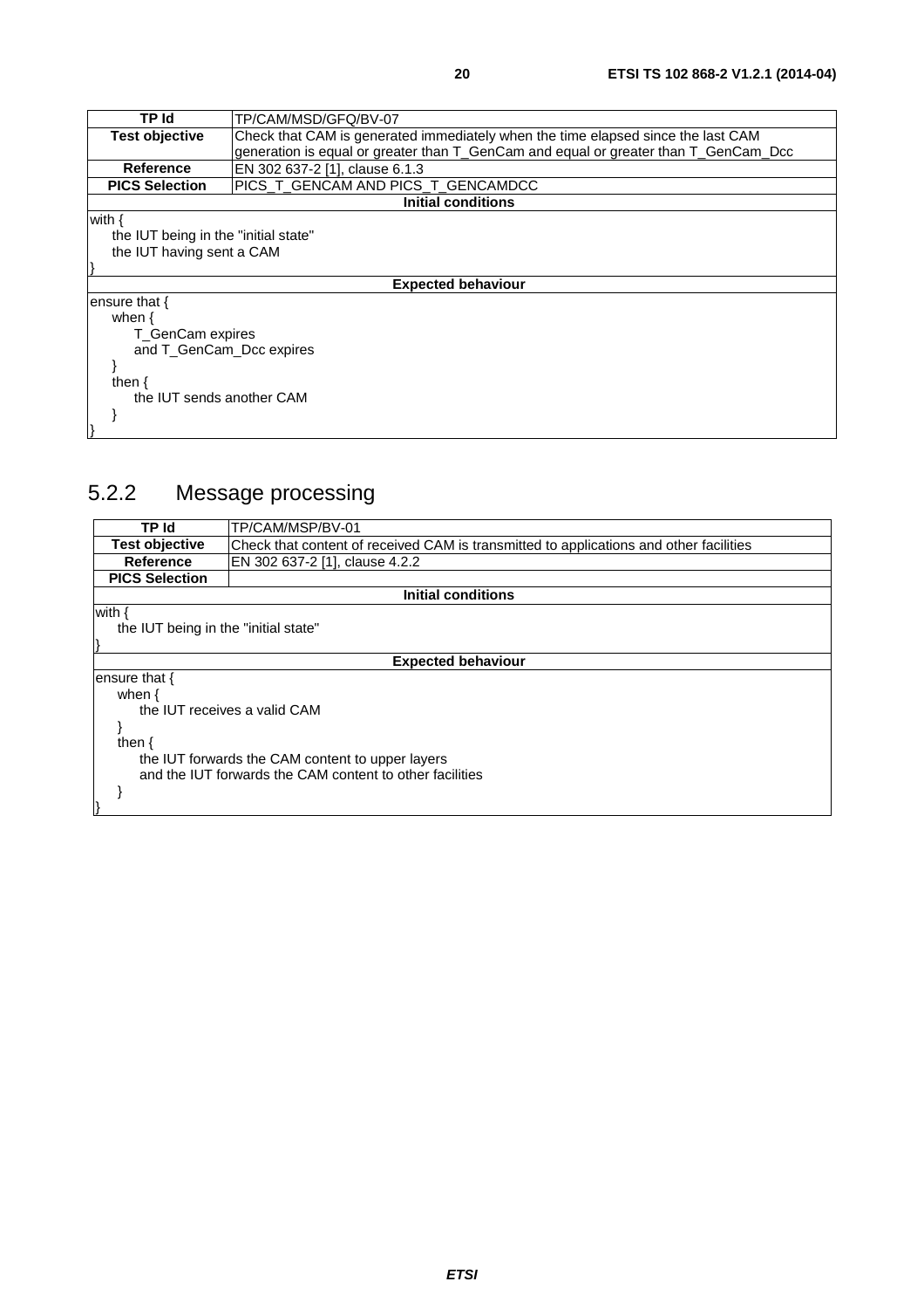| TP Id | TP/CAM/MSD/GFQ/BV-07 |
| --- | --- |
| **Test objective** | Check that CAM is generated immediately when the time elapsed since the last CAM generation is equal or greater than T_GenCam and equal or greater than T_GenCam_Dcc |
| **Reference** | EN 302 637-2 [1], clause 6.1.3 |
| **PICS Selection** | PICS_T_GENCAM AND PICS_T_GENCAMDCC |
| **Initial conditions** | |
| with {<br>    the IUT being in the "initial state"<br>    the IUT having sent a CAM<br>} | |
| **Expected behaviour** | |
| ensure that {<br>    when {<br>        T_GenCam expires<br>        and T_GenCam_Dcc expires<br>    }<br>    then {<br>        the IUT sends another CAM<br>    }<br>} | |

## 5.2.2 Message processing

| TP Id | TP/CAM/MSP/BV-01 |
| --- | --- |
| **Test objective** | Check that content of received CAM is transmitted to applications and other facilities |
| **Reference** | EN 302 637-2 [1], clause 4.2.2 |
| **PICS Selection** | |
| **Initial conditions** | |
| with {<br>    the IUT being in the "initial state"<br>} | |
| **Expected behaviour** | |
| ensure that {<br>    when {<br>        the IUT receives a valid CAM<br>    }<br>    then {<br>        the IUT forwards the CAM content to upper layers<br>        and the IUT forwards the CAM content to other facilities<br>    }<br>} | |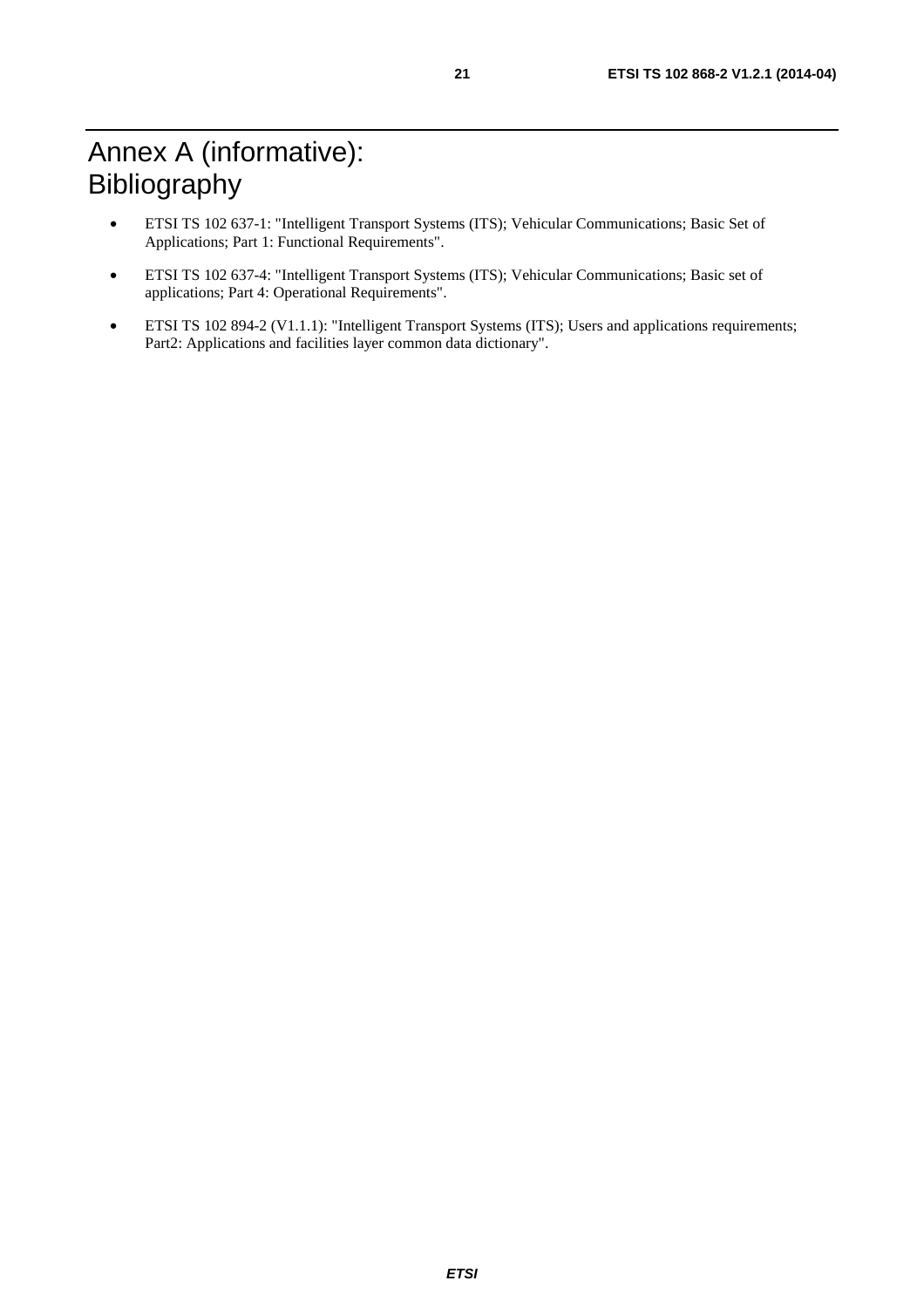# Annex A (informative): Bibliography

- ETSI TS 102 637-1: "Intelligent Transport Systems (ITS); Vehicular Communications; Basic Set of Applications; Part 1: Functional Requirements".
- ETSI TS 102 637-4: "Intelligent Transport Systems (ITS); Vehicular Communications; Basic set of applications; Part 4: Operational Requirements".
- ETSI TS 102 894-2 (V1.1.1): "Intelligent Transport Systems (ITS); Users and applications requirements; Part2: Applications and facilities layer common data dictionary".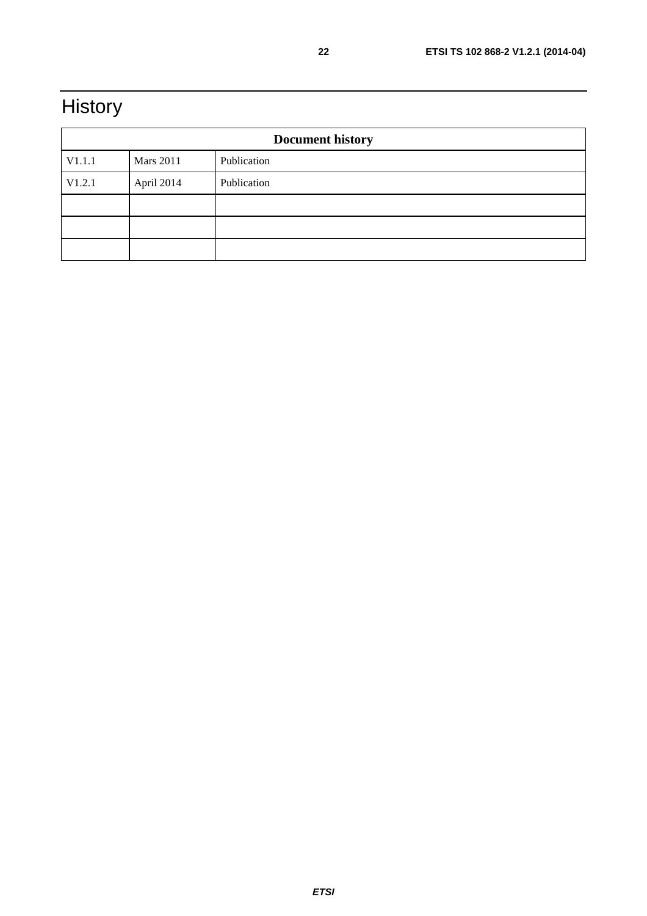# History

| Document history | | |
|---|---|---|
| V1.1.1 | Mars 2011 | Publication |
| V1.2.1 | April 2014 | Publication |
| | | |
| | | |
| | | |